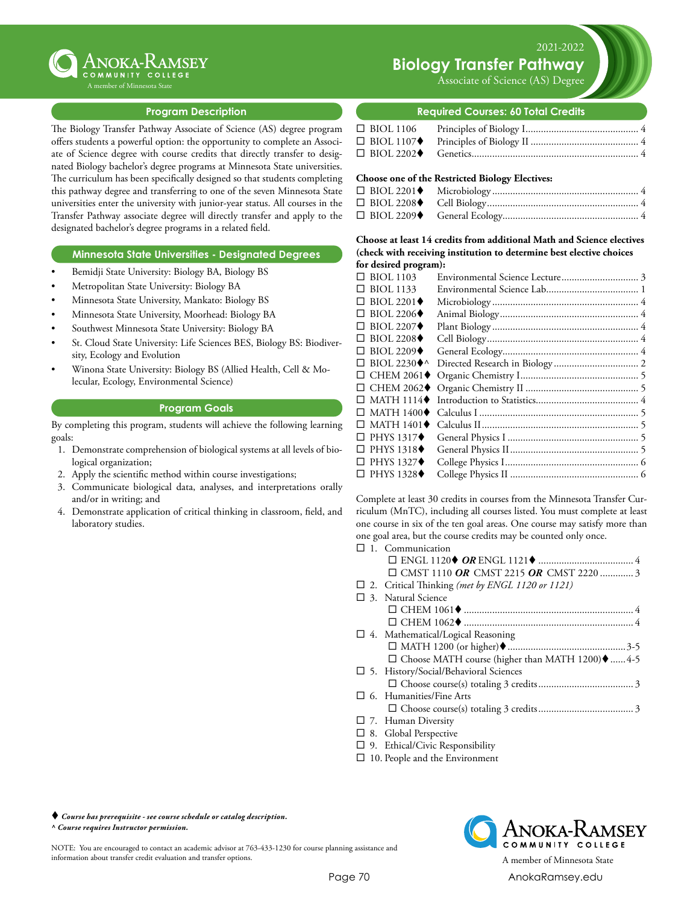Anoka-Ramsey Community College
A member of Minnesota State

2021-2022

# Biology Transfer Pathway

Associate of Science (AS) Degree

## Program Description

The Biology Transfer Pathway Associate of Science (AS) degree program offers students a powerful option: the opportunity to complete an Associate of Science degree with course credits that directly transfer to designated Biology bachelor's degree programs at Minnesota State universities. The curriculum has been specifically designed so that students completing this pathway degree and transferring to one of the seven Minnesota State universities enter the university with junior-year status. All courses in the Transfer Pathway associate degree will directly transfer and apply to the designated bachelor's degree programs in a related field.

## Minnesota State Universities - Designated Degrees

- Bemidji State University: Biology BA, Biology BS
- Metropolitan State University: Biology BA
- Minnesota State University, Mankato: Biology BS
- Minnesota State University, Moorhead: Biology BA
- Southwest Minnesota State University: Biology BA
- St. Cloud State University: Life Sciences BES, Biology BS: Biodiversity, Ecology and Evolution
- Winona State University: Biology BS (Allied Health, Cell & Molecular, Ecology, Environmental Science)

## Program Goals

By completing this program, students will achieve the following learning goals:

1. Demonstrate comprehension of biological systems at all levels of biological organization;
2. Apply the scientific method within course investigations;
3. Communicate biological data, analyses, and interpretations orally and/or in writing; and
4. Demonstrate application of critical thinking in classroom, field, and laboratory studies.

## Required Courses: 60 Total Credits

- ☐ BIOL 1106 Principles of Biology I ........ 4
- ☐ BIOL 1107♦ Principles of Biology II ........ 4
- ☐ BIOL 2202♦ Genetics ........ 4

**Choose one of the Restricted Biology Electives:**

- ☐ BIOL 2201♦ Microbiology ........ 4
- ☐ BIOL 2208♦ Cell Biology ........ 4
- ☐ BIOL 2209♦ General Ecology ........ 4

**Choose at least 14 credits from additional Math and Science electives (check with receiving institution to determine best elective choices for desired program):**

- ☐ BIOL 1103 Environmental Science Lecture ........ 3
- ☐ BIOL 1133 Environmental Science Lab ........ 1
- ☐ BIOL 2201♦ Microbiology ........ 4
- ☐ BIOL 2206♦ Animal Biology ........ 4
- ☐ BIOL 2207♦ Plant Biology ........ 4
- ☐ BIOL 2208♦ Cell Biology ........ 4
- ☐ BIOL 2209♦ General Ecology ........ 4
- ☐ BIOL 2230♦^ Directed Research in Biology ........ 2
- ☐ CHEM 2061♦ Organic Chemistry I ........ 5
- ☐ CHEM 2062♦ Organic Chemistry II ........ 5
- ☐ MATH 1114♦ Introduction to Statistics ........ 4
- ☐ MATH 1400♦ Calculus I ........ 5
- ☐ MATH 1401♦ Calculus II ........ 5
- ☐ PHYS 1317♦ General Physics I ........ 5
- ☐ PHYS 1318♦ General Physics II ........ 5
- ☐ PHYS 1327♦ College Physics I ........ 6
- ☐ PHYS 1328♦ College Physics II ........ 6

Complete at least 30 credits in courses from the Minnesota Transfer Curriculum (MnTC), including all courses listed. You must complete at least one course in six of the ten goal areas. One course may satisfy more than one goal area, but the course credits may be counted only once.

- ☐ 1. Communication
  - ☐ ENGL 1120♦ ***OR*** ENGL 1121♦ ........ 4
  - ☐ CMST 1110 ***OR*** CMST 2215 ***OR*** CMST 2220 ........ 3
- ☐ 2. Critical Thinking *(met by ENGL 1120 or 1121)*
- ☐ 3. Natural Science
  - ☐ CHEM 1061♦ ........ 4
  - ☐ CHEM 1062♦ ........ 4
- ☐ 4. Mathematical/Logical Reasoning
  - ☐ MATH 1200 (or higher)♦ ........ 3-5
  - ☐ Choose MATH course (higher than MATH 1200)♦ ........ 4-5
- ☐ 5. History/Social/Behavioral Sciences
  - ☐ Choose course(s) totaling 3 credits ........ 3
- ☐ 6. Humanities/Fine Arts
  - ☐ Choose course(s) totaling 3 credits ........ 3
- ☐ 7. Human Diversity
- ☐ 8. Global Perspective
- ☐ 9. Ethical/Civic Responsibility
- ☐ 10. People and the Environment

♦ ***Course has prerequisite - see course schedule or catalog description.***
^ ***Course requires Instructor permission.***

NOTE: You are encouraged to contact an academic advisor at 763-433-1230 for course planning assistance and information about transfer credit evaluation and transfer options.

Anoka-Ramsey Community College
A member of Minnesota State
AnokaRamsey.edu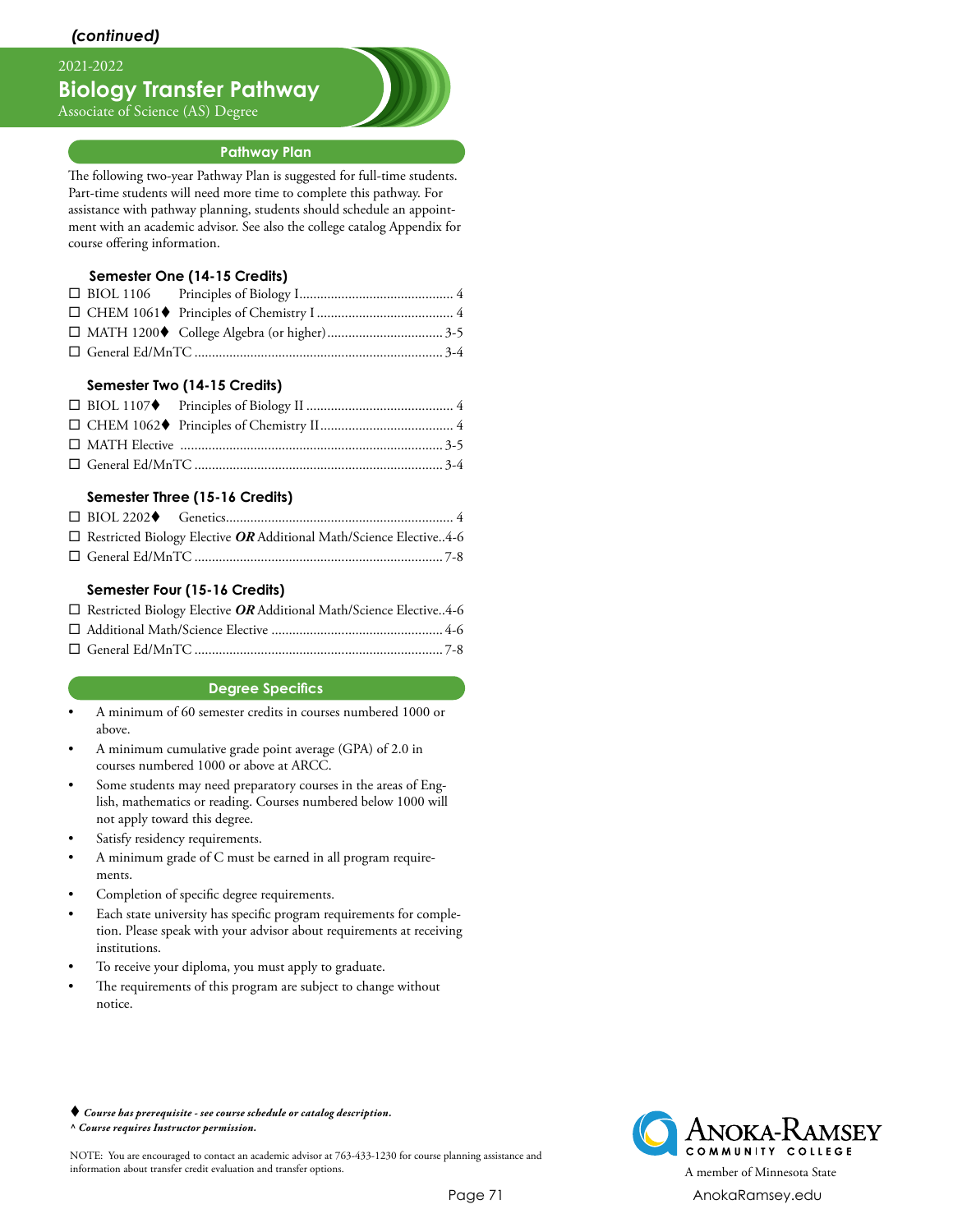*(continued)*

2021-2022

# Biology Transfer Pathway

Associate of Science (AS) Degree

## Pathway Plan

The following two-year Pathway Plan is suggested for full-time students. Part-time students will need more time to complete this pathway. For assistance with pathway planning, students should schedule an appointment with an academic advisor. See also the college catalog Appendix for course offering information.

### Semester One (14-15 Credits)

- ☐ BIOL 1106 Principles of Biology I ........................................ 4
- ☐ CHEM 1061⧫ Principles of Chemistry I ................................. 4
- ☐ MATH 1200⧫ College Algebra (or higher) ........................... 3-5
- ☐ General Ed/MnTC ....................................................... 3-4

### Semester Two (14-15 Credits)

- ☐ BIOL 1107⧫ Principles of Biology II ...................................... 4
- ☐ CHEM 1062⧫ Principles of Chemistry II ................................ 4
- ☐ MATH Elective ............................................................ 3-5
- ☐ General Ed/MnTC ....................................................... 3-4

### Semester Three (15-16 Credits)

- ☐ BIOL 2202⧫ Genetics ........................................................ 4
- ☐ Restricted Biology Elective ***OR*** Additional Math/Science Elective..4-6
- ☐ General Ed/MnTC ....................................................... 7-8

### Semester Four (15-16 Credits)

- ☐ Restricted Biology Elective ***OR*** Additional Math/Science Elective..4-6
- ☐ Additional Math/Science Elective ....................................... 4-6
- ☐ General Ed/MnTC ....................................................... 7-8

## Degree Specifics

- A minimum of 60 semester credits in courses numbered 1000 or above.
- A minimum cumulative grade point average (GPA) of 2.0 in courses numbered 1000 or above at ARCC.
- Some students may need preparatory courses in the areas of English, mathematics or reading. Courses numbered below 1000 will not apply toward this degree.
- Satisfy residency requirements.
- A minimum grade of C must be earned in all program requirements.
- Completion of specific degree requirements.
- Each state university has specific program requirements for completion. Please speak with your advisor about requirements at receiving institutions.
- To receive your diploma, you must apply to graduate.
- The requirements of this program are subject to change without notice.

⧫ ***Course has prerequisite - see course schedule or catalog description.***
^ ***Course requires Instructor permission.***

NOTE: You are encouraged to contact an academic advisor at 763-433-1230 for course planning assistance and information about transfer credit evaluation and transfer options.

Anoka-Ramsey Community College
A member of Minnesota State
AnokaRamsey.edu